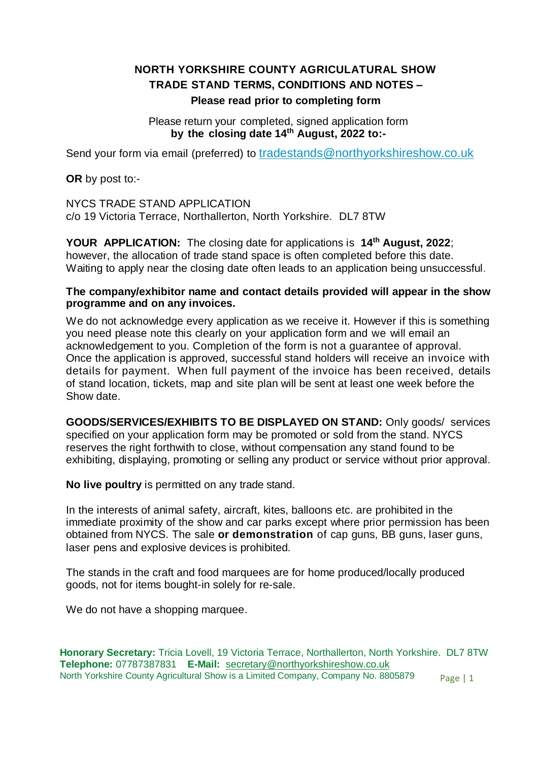# NORTH YORKSHIRE COUNTY AGRICULATURAL SHOW
## TRADE STAND TERMS, CONDITIONS AND NOTES –
### Please read prior to completing form

Please return your completed, signed application form
**by the closing date 14th August, 2022 to:-**

Send your form via email (preferred) to tradestands@northyorkshireshow.co.uk

**OR** by post to:-

NYCS TRADE STAND APPLICATION
c/o 19 Victoria Terrace, Northallerton, North Yorkshire. DL7 8TW

**YOUR APPLICATION:** The closing date for applications is **14th August, 2022**; however, the allocation of trade stand space is often completed before this date. Waiting to apply near the closing date often leads to an application being unsuccessful.

**The company/exhibitor name and contact details provided will appear in the show programme and on any invoices.**

We do not acknowledge every application as we receive it. However if this is something you need please note this clearly on your application form and we will email an acknowledgement to you. Completion of the form is not a guarantee of approval. Once the application is approved, successful stand holders will receive an invoice with details for payment. When full payment of the invoice has been received, details of stand location, tickets, map and site plan will be sent at least one week before the Show date.

**GOODS/SERVICES/EXHIBITS TO BE DISPLAYED ON STAND:** Only goods/ services specified on your application form may be promoted or sold from the stand. NYCS reserves the right forthwith to close, without compensation any stand found to be exhibiting, displaying, promoting or selling any product or service without prior approval.

**No live poultry** is permitted on any trade stand.

In the interests of animal safety, aircraft, kites, balloons etc. are prohibited in the immediate proximity of the show and car parks except where prior permission has been obtained from NYCS. The sale **or demonstration** of cap guns, BB guns, laser guns, laser pens and explosive devices is prohibited.

The stands in the craft and food marquees are for home produced/locally produced goods, not for items bought-in solely for re-sale.

We do not have a shopping marquee.

**Honorary Secretary:** Tricia Lovell, 19 Victoria Terrace, Northallerton, North Yorkshire. DL7 8TW
**Telephone:** 07787387831 **E-Mail:** secretary@northyorkshireshow.co.uk
North Yorkshire County Agricultural Show is a Limited Company, Company No. 8805879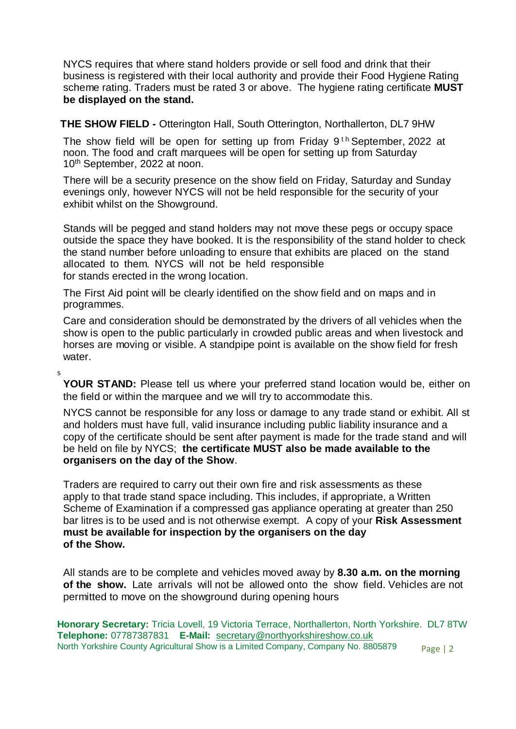NYCS requires that where stand holders provide or sell food and drink that their business is registered with their local authority and provide their Food Hygiene Rating scheme rating. Traders must be rated 3 or above. The hygiene rating certificate **MUST be displayed on the stand.**

**THE SHOW FIELD -** Otterington Hall, South Otterington, Northallerton, DL7 9HW

The show field will be open for setting up from Friday 9th September, 2022 at noon. The food and craft marquees will be open for setting up from Saturday 10th September, 2022 at noon.

There will be a security presence on the show field on Friday, Saturday and Sunday evenings only, however NYCS will not be held responsible for the security of your exhibit whilst on the Showground.

Stands will be pegged and stand holders may not move these pegs or occupy space outside the space they have booked. It is the responsibility of the stand holder to check the stand number before unloading to ensure that exhibits are placed on the stand allocated to them. NYCS will not be held responsible for stands erected in the wrong location.

The First Aid point will be clearly identified on the show field and on maps and in programmes.

Care and consideration should be demonstrated by the drivers of all vehicles when the show is open to the public particularly in crowded public areas and when livestock and horses are moving or visible. A standpipe point is available on the show field for fresh water.

s

**YOUR STAND:** Please tell us where your preferred stand location would be, either on the field or within the marquee and we will try to accommodate this.

NYCS cannot be responsible for any loss or damage to any trade stand or exhibit. All st and holders must have full, valid insurance including public liability insurance and a copy of the certificate should be sent after payment is made for the trade stand and will be held on file by NYCS; **the certificate MUST also be made available to the organisers on the day of the Show**.

Traders are required to carry out their own fire and risk assessments as these apply to that trade stand space including. This includes, if appropriate, a Written Scheme of Examination if a compressed gas appliance operating at greater than 250 bar litres is to be used and is not otherwise exempt. A copy of your **Risk Assessment must be available for inspection by the organisers on the day of the Show.**

All stands are to be complete and vehicles moved away by **8.30 a.m. on the morning of the show.** Late arrivals will not be allowed onto the show field. Vehicles are not permitted to move on the showground during opening hours

**Honorary Secretary:** Tricia Lovell, 19 Victoria Terrace, Northallerton, North Yorkshire. DL7 8TW
**Telephone:** 07787387831 **E-Mail:** secretary@northyorkshireshow.co.uk
North Yorkshire County Agricultural Show is a Limited Company, Company No. 8805879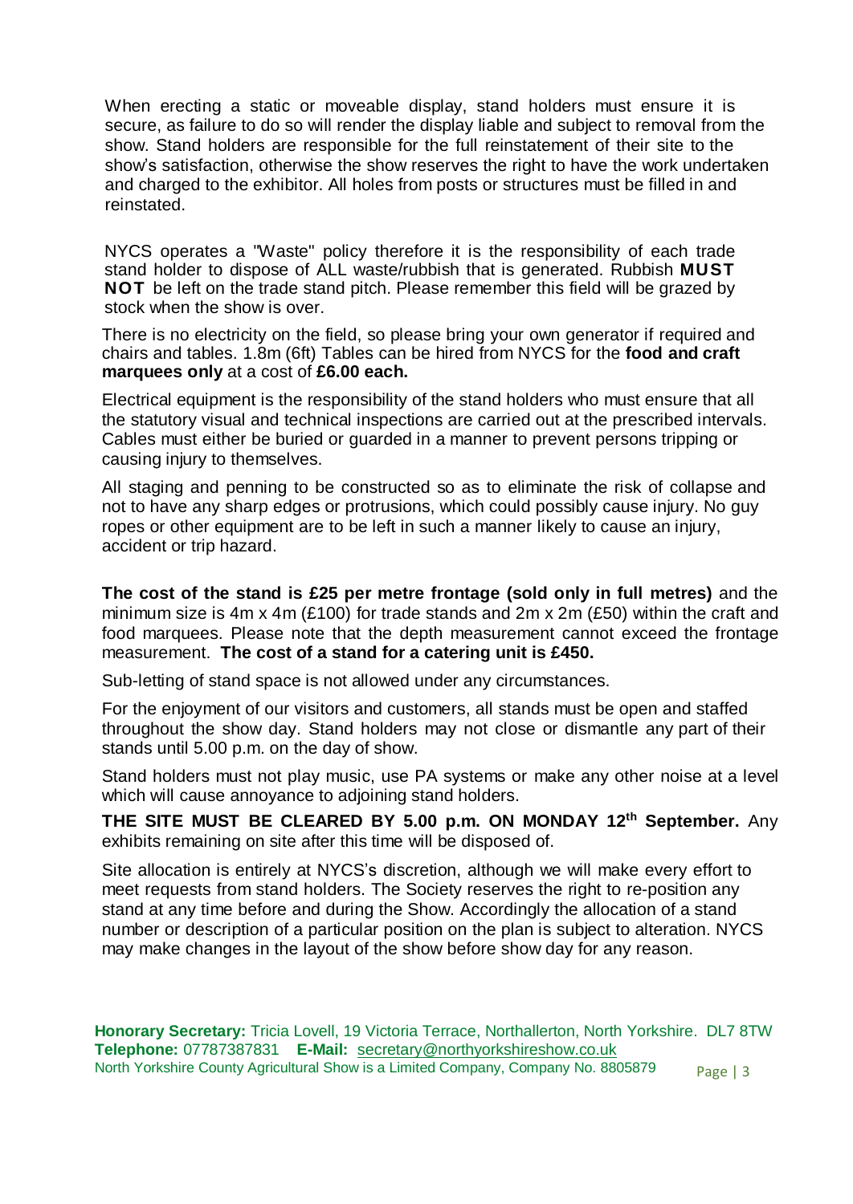When erecting a static or moveable display, stand holders must ensure it is secure, as failure to do so will render the display liable and subject to removal from the show. Stand holders are responsible for the full reinstatement of their site to the show's satisfaction, otherwise the show reserves the right to have the work undertaken and charged to the exhibitor. All holes from posts or structures must be filled in and reinstated.

NYCS operates a "Waste" policy therefore it is the responsibility of each trade stand holder to dispose of ALL waste/rubbish that is generated. Rubbish **MUST NOT** be left on the trade stand pitch. Please remember this field will be grazed by stock when the show is over.

There is no electricity on the field, so please bring your own generator if required and chairs and tables. 1.8m (6ft) Tables can be hired from NYCS for the **food and craft marquees only** at a cost of **£6.00 each.**

Electrical equipment is the responsibility of the stand holders who must ensure that all the statutory visual and technical inspections are carried out at the prescribed intervals. Cables must either be buried or guarded in a manner to prevent persons tripping or causing injury to themselves.

All staging and penning to be constructed so as to eliminate the risk of collapse and not to have any sharp edges or protrusions, which could possibly cause injury. No guy ropes or other equipment are to be left in such a manner likely to cause an injury, accident or trip hazard.

**The cost of the stand is £25 per metre frontage (sold only in full metres)** and the minimum size is 4m x 4m (£100) for trade stands and 2m x 2m (£50) within the craft and food marquees. Please note that the depth measurement cannot exceed the frontage measurement. **The cost of a stand for a catering unit is £450.**

Sub-letting of stand space is not allowed under any circumstances.

For the enjoyment of our visitors and customers, all stands must be open and staffed throughout the show day. Stand holders may not close or dismantle any part of their stands until 5.00 p.m. on the day of show.

Stand holders must not play music, use PA systems or make any other noise at a level which will cause annoyance to adjoining stand holders.

**THE SITE MUST BE CLEARED BY 5.00 p.m. ON MONDAY 12th September.** Any exhibits remaining on site after this time will be disposed of.

Site allocation is entirely at NYCS's discretion, although we will make every effort to meet requests from stand holders. The Society reserves the right to re-position any stand at any time before and during the Show. Accordingly the allocation of a stand number or description of a particular position on the plan is subject to alteration. NYCS may make changes in the layout of the show before show day for any reason.

**Honorary Secretary:** Tricia Lovell, 19 Victoria Terrace, Northallerton, North Yorkshire. DL7 8TW
**Telephone:** 07787387831 **E-Mail:** secretary@northyorkshireshow.co.uk
North Yorkshire County Agricultural Show is a Limited Company, Company No. 8805879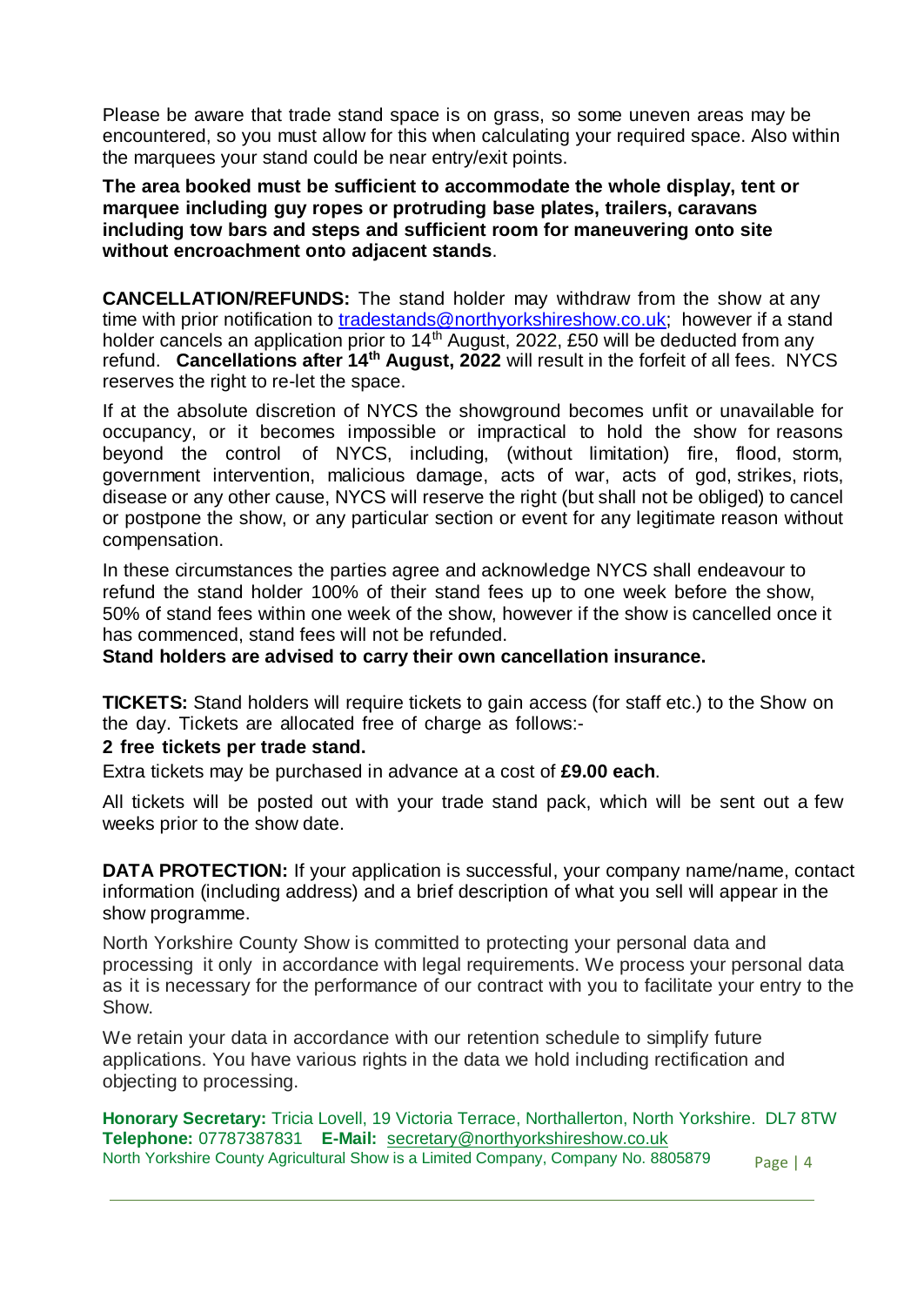Please be aware that trade stand space is on grass, so some uneven areas may be encountered, so you must allow for this when calculating your required space. Also within the marquees your stand could be near entry/exit points.

**The area booked must be sufficient to accommodate the whole display, tent or marquee including guy ropes or protruding base plates, trailers, caravans including tow bars and steps and sufficient room for maneuvering onto site without encroachment onto adjacent stands**.

**CANCELLATION/REFUNDS:** The stand holder may withdraw from the show at any time with prior notification to tradestands@northyorkshireshow.co.uk; however if a stand holder cancels an application prior to 14th August, 2022, £50 will be deducted from any refund. **Cancellations after 14th August, 2022** will result in the forfeit of all fees. NYCS reserves the right to re-let the space.

If at the absolute discretion of NYCS the showground becomes unfit or unavailable for occupancy, or it becomes impossible or impractical to hold the show for reasons beyond the control of NYCS, including, (without limitation) fire, flood, storm, government intervention, malicious damage, acts of war, acts of god, strikes, riots, disease or any other cause, NYCS will reserve the right (but shall not be obliged) to cancel or postpone the show, or any particular section or event for any legitimate reason without compensation.

In these circumstances the parties agree and acknowledge NYCS shall endeavour to refund the stand holder 100% of their stand fees up to one week before the show, 50% of stand fees within one week of the show, however if the show is cancelled once it has commenced, stand fees will not be refunded.

**Stand holders are advised to carry their own cancellation insurance.**

**TICKETS:** Stand holders will require tickets to gain access (for staff etc.) to the Show on the day. Tickets are allocated free of charge as follows:-

**2 free tickets per trade stand.**

Extra tickets may be purchased in advance at a cost of **£9.00 each**.

All tickets will be posted out with your trade stand pack, which will be sent out a few weeks prior to the show date.

**DATA PROTECTION:** If your application is successful, your company name/name, contact information (including address) and a brief description of what you sell will appear in the show programme.

North Yorkshire County Show is committed to protecting your personal data and processing it only in accordance with legal requirements. We process your personal data as it is necessary for the performance of our contract with you to facilitate your entry to the Show.

We retain your data in accordance with our retention schedule to simplify future applications. You have various rights in the data we hold including rectification and objecting to processing.

**Honorary Secretary:** Tricia Lovell, 19 Victoria Terrace, Northallerton, North Yorkshire. DL7 8TW
**Telephone:** 07787387831 **E-Mail:** secretary@northyorkshireshow.co.uk
North Yorkshire County Agricultural Show is a Limited Company, Company No. 8805879